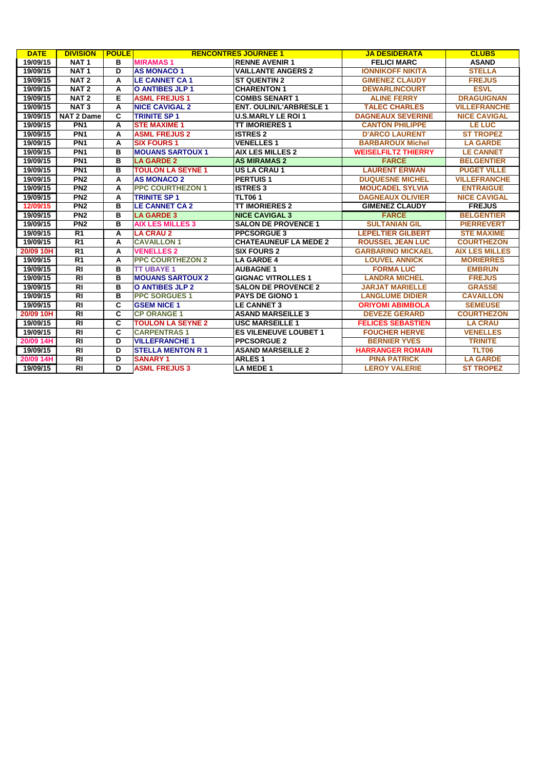| DATE | DIVISION | POULE | RENCONTRES JOURNEE 1 | | JA DESIDERATA | CLUBS |
|---|---|---|---|---|---|---|
| 19/09/15 | NAT 1 | B | MIRAMAS 1 | RENNE AVENIR 1 | FELICI MARC | ASAND |
| 19/09/15 | NAT 1 | D | AS MONACO 1 | VAILLANTE ANGERS 2 | IONNIKOFF NIKITA | STELLA |
| 19/09/15 | NAT 2 | A | LE CANNET CA 1 | ST QUENTIN 2 | GIMENEZ CLAUDY | FREJUS |
| 19/09/15 | NAT 2 | A | O ANTIBES JLP 1 | CHARENTON 1 | DEWARLINCOURT | ESVL |
| 19/09/15 | NAT 2 | E | ASML FREJUS 1 | COMBS SENART 1 | ALINE FERRY | DRAGUIGNAN |
| 19/09/15 | NAT 3 | A | NICE CAVIGAL 2 | ENT. OULIN/L'ARBRESLE 1 | TALEC CHARLES | VILLEFRANCHE |
| 19/09/15 | NAT 2 Dame | C | TRINITE SP 1 | U.S.MARLY LE ROI 1 | DAGNEAUX SEVERINE | NICE CAVIGAL |
| 19/09/15 | PN1 | A | STE MAXIME 1 | TT IMORIERES 1 | CANTON PHILIPPE | LE LUC |
| 19/09/15 | PN1 | A | ASML FREJUS 2 | ISTRES 2 | D'ARCO LAURENT | ST TROPEZ |
| 19/09/15 | PN1 | A | SIX FOURS 1 | VENELLES 1 | BARBAROUX Michel | LA GARDE |
| 19/09/15 | PN1 | B | MOUANS SARTOUX 1 | AIX LES MILLES 2 | WEISELFILTZ THIERRY | LE CANNET |
| 19/09/15 | PN1 | B | LA GARDE 2 | AS MIRAMAS 2 | FARCE | BELGENTIER |
| 19/09/15 | PN1 | B | TOULON LA SEYNE 1 | US LA CRAU 1 | LAURENT ERWAN | PUGET VILLE |
| 19/09/15 | PN2 | A | AS MONACO 2 | PERTUIS 1 | DUQUESNE MICHEL | VILLEFRANCHE |
| 19/09/15 | PN2 | A | PPC COURTHEZON 1 | ISTRES 3 | MOUCADEL SYLVIA | ENTRAIGUE |
| 19/09/15 | PN2 | A | TRINITE SP 1 | TLT06 1 | DAGNEAUX OLIVIER | NICE CAVIGAL |
| 12/09/15 | PN2 | B | LE CANNET CA 2 | TT IMORIERES 2 | GIMENEZ CLAUDY | FREJUS |
| 19/09/15 | PN2 | B | LA GARDE 3 | NICE CAVIGAL 3 | FARCE | BELGENTIER |
| 19/09/15 | PN2 | B | AIX LES MILLES 3 | SALON DE PROVENCE 1 | SULTANIAN GIL | PIERREVERT |
| 19/09/15 | R1 | A | LA CRAU 2 | PPCSORGUE 3 | LEPELTIER GILBERT | STE MAXIME |
| 19/09/15 | R1 | A | CAVAILLON 1 | CHATEAUNEUF LA MEDE 2 | ROUSSEL JEAN LUC | COURTHEZON |
| 20/09 10H | R1 | A | VENELLES 2 | SIX FOURS 2 | GARBARINO MICKAEL | AIX LES MILLES |
| 19/09/15 | R1 | A | PPC COURTHEZON 2 | LA GARDE 4 | LOUVEL ANNICK | MORIERRES |
| 19/09/15 | RI | B | TT UBAYE 1 | AUBAGNE 1 | FORMA LUC | EMBRUN |
| 19/09/15 | RI | B | MOUANS SARTOUX 2 | GIGNAC VITROLLES 1 | LANDRA MICHEL | FREJUS |
| 19/09/15 | RI | B | O ANTIBES JLP 2 | SALON DE PROVENCE 2 | JARJAT MARIELLE | GRASSE |
| 19/09/15 | RI | B | PPC SORGUES 1 | PAYS DE GIONO 1 | LANGLUME DIDIER | CAVAILLON |
| 19/09/15 | RI | C | GSEM NICE 1 | LE CANNET 3 | ORIYOMI ABIMBOLA | SEMEUSE |
| 20/09 10H | RI | C | CP ORANGE 1 | ASAND MARSEILLE 3 | DEVEZE GERARD | COURTHEZON |
| 19/09/15 | RI | C | TOULON LA SEYNE 2 | USC MARSEILLE 1 | FELICES SEBASTIEN | LA CRAU |
| 19/09/15 | RI | C | CARPENTRAS 1 | ES VILENEUVE LOUBET 1 | FOUCHER HERVE | VENELLES |
| 20/09 14H | RI | D | VILLEFRANCHE 1 | PPCSORGUE 2 | BERNIER YVES | TRINITE |
| 19/09/15 | RI | D | STELLA MENTON R 1 | ASAND MARSEILLE 2 | HARRANGER ROMAIN | TLT06 |
| 20/09 14H | RI | D | SANARY 1 | ARLES 1 | PINA PATRICK | LA GARDE |
| 19/09/15 | RI | D | ASML FREJUS 3 | LA MEDE 1 | LEROY VALERIE | ST TROPEZ |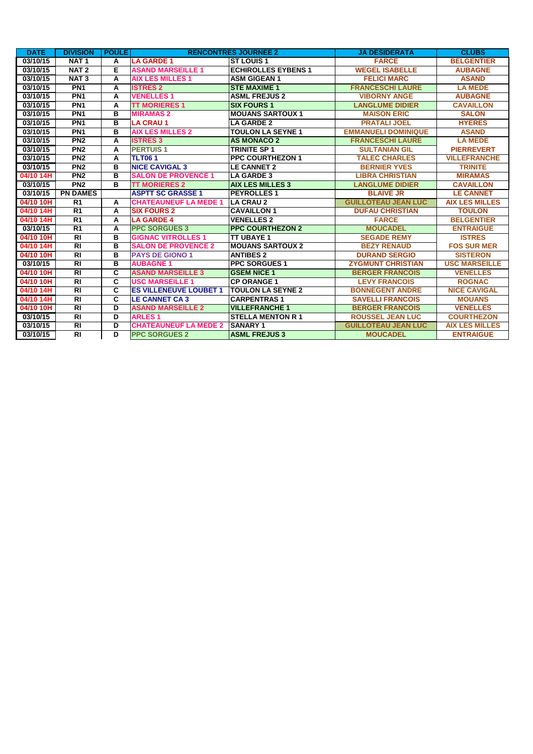| DATE | DIVISION | POULE | RENCONTRES JOURNEE 2 | | JA DESIDERATA | CLUBS |
|---|---|---|---|---|---|---|
| 03/10/15 | NAT 1 | A | LA GARDE 1 | ST LOUIS 1 | FARCE | BELGENTIER |
| 03/10/15 | NAT 2 | E | ASAND MARSEILLE 1 | ECHIROLLES EYBENS 1 | WEGEL ISABELLE | AUBAGNE |
| 03/10/15 | NAT 3 | A | AIX LES MILLES 1 | ASM GIGEAN 1 | FELICI MARC | ASAND |
| 03/10/15 | PN1 | A | ISTRES 2 | STE MAXIME 1 | FRANCESCHI LAURE | LA MEDE |
| 03/10/15 | PN1 | A | VENELLES 1 | ASML FREJUS 2 | VIBORNY ANGE | AUBAGNE |
| 03/10/15 | PN1 | A | TT MORIERES 1 | SIX FOURS 1 | LANGLUME DIDIER | CAVAILLON |
| 03/10/15 | PN1 | B | MIRAMAS 2 | MOUANS SARTOUX 1 | MAISON ERIC | SALON |
| 03/10/15 | PN1 | B | LA CRAU 1 | LA GARDE 2 | PRATALI JOEL | HYERES |
| 03/10/15 | PN1 | B | AIX LES MILLES 2 | TOULON LA SEYNE 1 | EMMANUELI DOMINIQUE | ASAND |
| 03/10/15 | PN2 | A | ISTRES 3 | AS MONACO 2 | FRANCESCHI LAURE | LA MEDE |
| 03/10/15 | PN2 | A | PERTUIS 1 | TRINITE SP 1 | SULTANIAN GIL | PIERREVERT |
| 03/10/15 | PN2 | A | TLT06 1 | PPC COURTHEZON 1 | TALEC CHARLES | VILLEFRANCHE |
| 03/10/15 | PN2 | B | NICE CAVIGAL 3 | LE CANNET 2 | BERNIER YVES | TRINITE |
| 04/10 14H | PN2 | B | SALON DE PROVENCE 1 | LA GARDE 3 | LIBRA CHRISTIAN | MIRAMAS |
| 03/10/15 | PN2 | B | TT MORIERES 2 | AIX LES MILLES 3 | LANGLUME DIDIER | CAVAILLON |
| 03/10/15 | PN DAMES | | ASPTT SC GRASSE 1 | PEYROLLES 1 | BLAIVE JR | LE CANNET |
| 04/10 10H | R1 | A | CHATEAUNEUF LA MEDE 1 | LA CRAU 2 | GUILLOTEAU JEAN LUC | AIX LES MILLES |
| 04/10 14H | R1 | A | SIX FOURS 2 | CAVAILLON 1 | DUFAU CHRISTIAN | TOULON |
| 04/10 14H | R1 | A | LA GARDE 4 | VENELLES 2 | FARCE | BELGENTIER |
| 03/10/15 | R1 | A | PPC SORGUES 3 | PPC COURTHEZON 2 | MOUCADEL | ENTRAIGUE |
| 04/10 10H | RI | B | GIGNAC VITROLLES 1 | TT UBAYE 1 | SEGADE REMY | ISTRES |
| 04/10 14H | RI | B | SALON DE PROVENCE 2 | MOUANS SARTOUX 2 | BEZY RENAUD | FOS SUR MER |
| 04/10 10H | RI | B | PAYS DE GIONO 1 | ANTIBES 2 | DURAND SERGIO | SISTERON |
| 03/10/15 | RI | B | AUBAGNE 1 | PPC SORGUES 1 | ZYGMUNT CHRISTIAN | USC MARSEILLE |
| 04/10 10H | RI | C | ASAND MARSEILLE 3 | GSEM NICE 1 | BERGER FRANCOIS | VENELLES |
| 04/10 10H | RI | C | USC MARSEILLE 1 | CP ORANGE 1 | LEVY FRANCOIS | ROGNAC |
| 04/10 14H | RI | C | ES VILLENEUVE LOUBET 1 | TOULON LA SEYNE 2 | BONNEGENT ANDRE | NICE CAVIGAL |
| 04/10 14H | RI | C | LE CANNET CA 3 | CARPENTRAS 1 | SAVELLI FRANCOIS | MOUANS |
| 04/10 10H | RI | D | ASAND MARSEILLE 2 | VILLEFRANCHE 1 | BERGER FRANCOIS | VENELLES |
| 03/10/15 | RI | D | ARLES 1 | STELLA MENTON R 1 | ROUSSEL JEAN LUC | COURTHEZON |
| 03/10/15 | RI | D | CHATEAUNEUF LA MEDE 2 | SANARY 1 | GUILLOTEAU JEAN LUC | AIX LES MILLES |
| 03/10/15 | RI | D | PPC SORGUES 2 | ASML FREJUS 3 | MOUCADEL | ENTRAIGUE |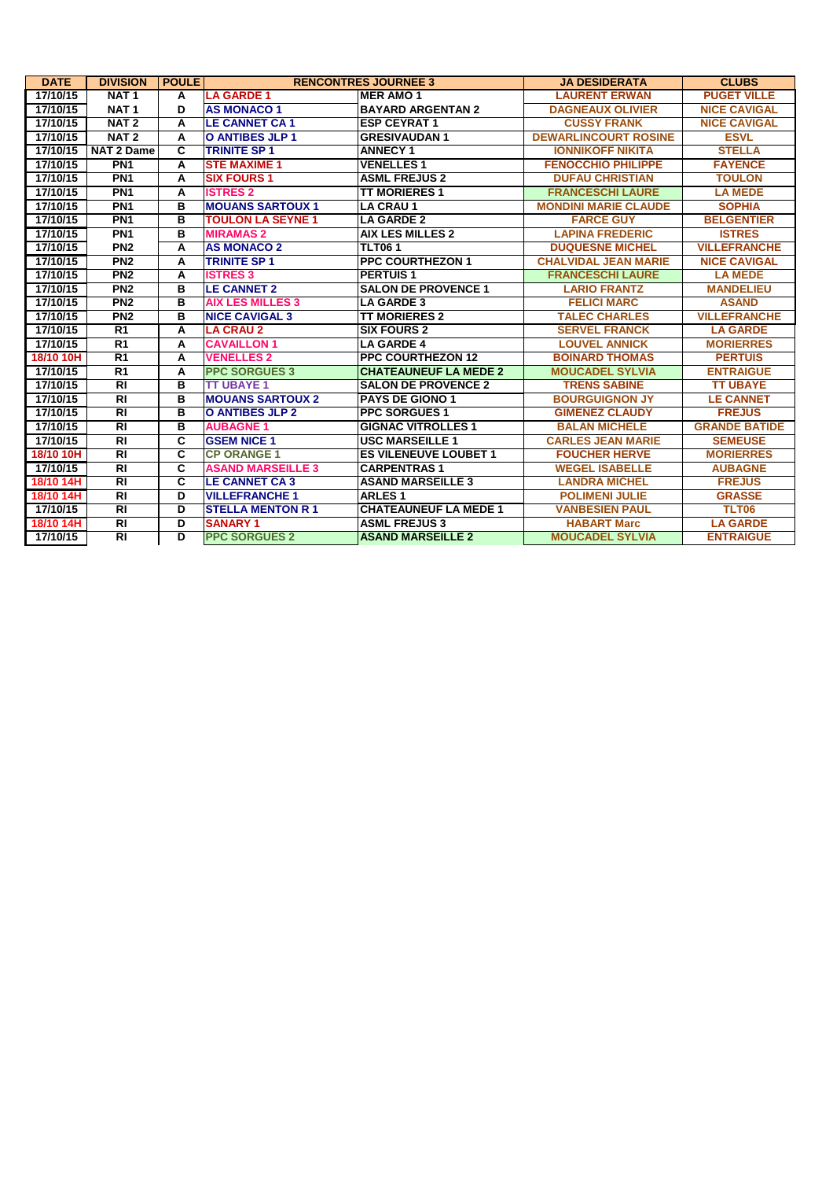| DATE | DIVISION | POULE | RENCONTRES JOURNEE 3 | | JA DESIDERATA | CLUBS |
|---|---|---|---|---|---|---|
| 17/10/15 | NAT 1 | A | LA GARDE 1 | MER AMO 1 | LAURENT ERWAN | PUGET VILLE |
| 17/10/15 | NAT 1 | D | AS MONACO 1 | BAYARD ARGENTAN 2 | DAGNEAUX OLIVIER | NICE CAVIGAL |
| 17/10/15 | NAT 2 | A | LE CANNET CA 1 | ESP CEYRAT 1 | CUSSY FRANK | NICE CAVIGAL |
| 17/10/15 | NAT 2 | A | O ANTIBES JLP 1 | GRESIVAUDAN 1 | DEWARLINCOURT ROSINE | ESVL |
| 17/10/15 | NAT 2 Dame | C | TRINITE SP 1 | ANNECY 1 | IONNIKOFF NIKITA | STELLA |
| 17/10/15 | PN1 | A | STE MAXIME 1 | VENELLES 1 | FENOCCHIO PHILIPPE | FAYENCE |
| 17/10/15 | PN1 | A | SIX FOURS 1 | ASML FREJUS 2 | DUFAU CHRISTIAN | TOULON |
| 17/10/15 | PN1 | A | ISTRES 2 | TT MORIERES 1 | FRANCESCHI LAURE | LA MEDE |
| 17/10/15 | PN1 | B | MOUANS SARTOUX 1 | LA CRAU 1 | MONDINI MARIE CLAUDE | SOPHIA |
| 17/10/15 | PN1 | B | TOULON LA SEYNE 1 | LA GARDE 2 | FARCE GUY | BELGENTIER |
| 17/10/15 | PN1 | B | MIRAMAS 2 | AIX LES MILLES 2 | LAPINA FREDERIC | ISTRES |
| 17/10/15 | PN2 | A | AS MONACO 2 | TLT06 1 | DUQUESNE MICHEL | VILLEFRANCHE |
| 17/10/15 | PN2 | A | TRINITE SP 1 | PPC COURTHEZON 1 | CHALVIDAL JEAN MARIE | NICE CAVIGAL |
| 17/10/15 | PN2 | A | ISTRES 3 | PERTUIS 1 | FRANCESCHI LAURE | LA MEDE |
| 17/10/15 | PN2 | B | LE CANNET 2 | SALON DE PROVENCE 1 | LARIO FRANTZ | MANDELIEU |
| 17/10/15 | PN2 | B | AIX LES MILLES 3 | LA GARDE 3 | FELICI MARC | ASAND |
| 17/10/15 | PN2 | B | NICE CAVIGAL 3 | TT MORIERES 2 | TALEC CHARLES | VILLEFRANCHE |
| 17/10/15 | R1 | A | LA CRAU 2 | SIX FOURS 2 | SERVEL FRANCK | LA GARDE |
| 17/10/15 | R1 | A | CAVAILLON 1 | LA GARDE 4 | LOUVEL ANNICK | MORIERRES |
| 18/10 10H | R1 | A | VENELLES 2 | PPC COURTHEZON 12 | BOINARD THOMAS | PERTUIS |
| 17/10/15 | R1 | A | PPC SORGUES 3 | CHATEAUNEUF LA MEDE 2 | MOUCADEL SYLVIA | ENTRAIGUE |
| 17/10/15 | RI | B | TT UBAYE 1 | SALON DE PROVENCE 2 | TRENS SABINE | TT UBAYE |
| 17/10/15 | RI | B | MOUANS SARTOUX 2 | PAYS DE GIONO 1 | BOURGUIGNON JY | LE CANNET |
| 17/10/15 | RI | B | O ANTIBES JLP 2 | PPC SORGUES 1 | GIMENEZ CLAUDY | FREJUS |
| 17/10/15 | RI | B | AUBAGNE 1 | GIGNAC VITROLLES 1 | BALAN MICHELE | GRANDE BATIDE |
| 17/10/15 | RI | C | GSEM NICE 1 | USC MARSEILLE 1 | CARLES JEAN MARIE | SEMEUSE |
| 18/10 10H | RI | C | CP ORANGE 1 | ES VILENEUVE LOUBET 1 | FOUCHER HERVE | MORIERRES |
| 17/10/15 | RI | C | ASAND MARSEILLE 3 | CARPENTRAS 1 | WEGEL ISABELLE | AUBAGNE |
| 18/10 14H | RI | C | LE CANNET CA 3 | ASAND MARSEILLE 3 | LANDRA MICHEL | FREJUS |
| 18/10 14H | RI | D | VILLEFRANCHE 1 | ARLES 1 | POLIMENI JULIE | GRASSE |
| 17/10/15 | RI | D | STELLA MENTON R 1 | CHATEAUNEUF LA MEDE 1 | VANBESIEN PAUL | TLT06 |
| 18/10 14H | RI | D | SANARY 1 | ASML FREJUS 3 | HABART Marc | LA GARDE |
| 17/10/15 | RI | D | PPC SORGUES 2 | ASAND MARSEILLE 2 | MOUCADEL SYLVIA | ENTRAIGUE |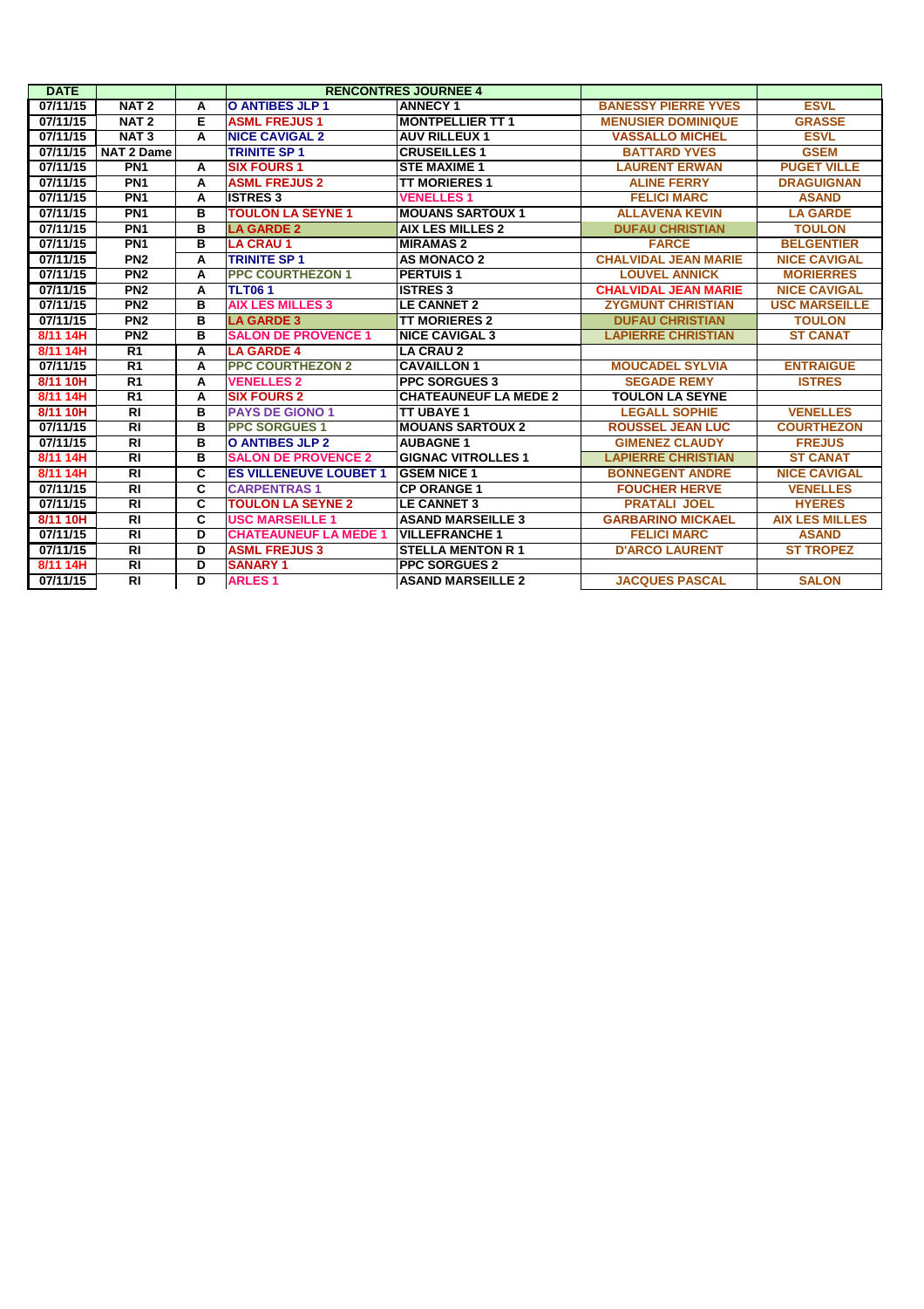| DATE | | | RENCONTRES JOURNEE 4 | | | |
|---|---|---|---|---|---|---|
| 07/11/15 | NAT 2 | A | O ANTIBES JLP 1 | ANNECY 1 | BANESSY PIERRE YVES | ESVL |
| 07/11/15 | NAT 2 | E | ASML FREJUS 1 | MONTPELLIER TT 1 | MENUSIER DOMINIQUE | GRASSE |
| 07/11/15 | NAT 3 | A | NICE CAVIGAL 2 | AUV RILLEUX 1 | VASSALLO MICHEL | ESVL |
| 07/11/15 | NAT 2 Dame | | TRINITE SP 1 | CRUSEILLES 1 | BATTARD YVES | GSEM |
| 07/11/15 | PN1 | A | SIX FOURS 1 | STE MAXIME 1 | LAURENT ERWAN | PUGET VILLE |
| 07/11/15 | PN1 | A | ASML FREJUS 2 | TT MORIERES 1 | ALINE FERRY | DRAGUIGNAN |
| 07/11/15 | PN1 | A | ISTRES 3 | VENELLES 1 | FELICI MARC | ASAND |
| 07/11/15 | PN1 | B | TOULON LA SEYNE 1 | MOUANS SARTOUX 1 | ALLAVENA KEVIN | LA GARDE |
| 07/11/15 | PN1 | B | LA GARDE 2 | AIX LES MILLES 2 | DUFAU CHRISTIAN | TOULON |
| 07/11/15 | PN1 | B | LA CRAU 1 | MIRAMAS 2 | FARCE | BELGENTIER |
| 07/11/15 | PN2 | A | TRINITE SP 1 | AS MONACO 2 | CHALVIDAL JEAN MARIE | NICE CAVIGAL |
| 07/11/15 | PN2 | A | PPC COURTHEZON 1 | PERTUIS 1 | LOUVEL ANNICK | MORIERRES |
| 07/11/15 | PN2 | A | TLT06 1 | ISTRES 3 | CHALVIDAL JEAN MARIE | NICE CAVIGAL |
| 07/11/15 | PN2 | B | AIX LES MILLES 3 | LE CANNET 2 | ZYGMUNT CHRISTIAN | USC MARSEILLE |
| 07/11/15 | PN2 | B | LA GARDE 3 | TT MORIERES 2 | DUFAU CHRISTIAN | TOULON |
| 8/11 14H | PN2 | B | SALON DE PROVENCE 1 | NICE CAVIGAL 3 | LAPIERRE CHRISTIAN | ST CANAT |
| 8/11 14H | R1 | A | LA GARDE 4 | LA CRAU 2 | | |
| 07/11/15 | R1 | A | PPC COURTHEZON 2 | CAVAILLON 1 | MOUCADEL SYLVIA | ENTRAIGUE |
| 8/11 10H | R1 | A | VENELLES 2 | PPC SORGUES 3 | SEGADE REMY | ISTRES |
| 8/11 14H | R1 | A | SIX FOURS 2 | CHATEAUNEUF LA MEDE 2 | TOULON LA SEYNE | |
| 8/11 10H | RI | B | PAYS DE GIONO 1 | TT UBAYE 1 | LEGALL SOPHIE | VENELLES |
| 07/11/15 | RI | B | PPC SORGUES 1 | MOUANS SARTOUX 2 | ROUSSEL JEAN LUC | COURTHEZON |
| 07/11/15 | RI | B | O ANTIBES JLP 2 | AUBAGNE 1 | GIMENEZ CLAUDY | FREJUS |
| 8/11 14H | RI | B | SALON DE PROVENCE 2 | GIGNAC VITROLLES 1 | LAPIERRE CHRISTIAN | ST CANAT |
| 8/11 14H | RI | C | ES VILLENEUVE LOUBET 1 | GSEM NICE 1 | BONNEGENT ANDRE | NICE CAVIGAL |
| 07/11/15 | RI | C | CARPENTRAS 1 | CP ORANGE 1 | FOUCHER HERVE | VENELLES |
| 07/11/15 | RI | C | TOULON LA SEYNE 2 | LE CANNET 3 | PRATALI JOEL | HYERES |
| 8/11 10H | RI | C | USC MARSEILLE 1 | ASAND MARSEILLE 3 | GARBARINO MICKAEL | AIX LES MILLES |
| 07/11/15 | RI | D | CHATEAUNEUF LA MEDE 1 | VILLEFRANCHE 1 | FELICI MARC | ASAND |
| 07/11/15 | RI | D | ASML FREJUS 3 | STELLA MENTON R 1 | D'ARCO LAURENT | ST TROPEZ |
| 8/11 14H | RI | D | SANARY 1 | PPC SORGUES 2 | | |
| 07/11/15 | RI | D | ARLES 1 | ASAND MARSEILLE 2 | JACQUES PASCAL | SALON |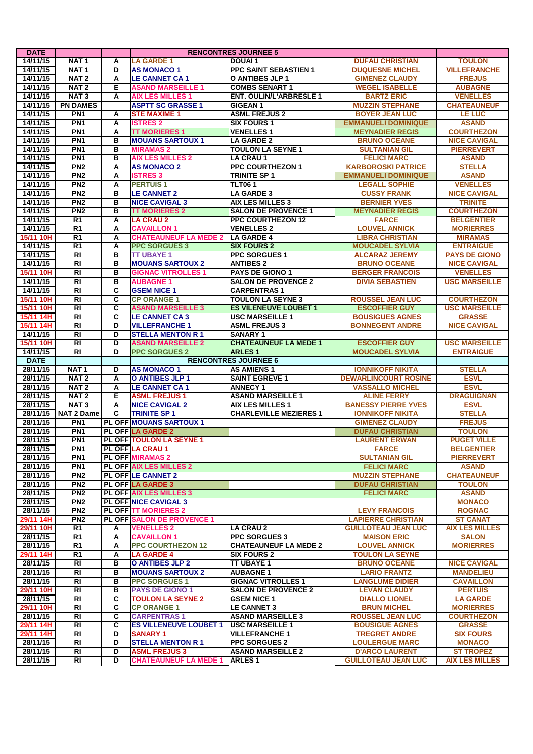| DATE | | | RENCONTRES JOURNEE 5 | | | |
|---|---|---|---|---|---|---|
| 14/11/15 | NAT 1 | A | LA GARDE 1 | DOUAI 1 | DUFAU CHRISTIAN | TOULON |
| 14/11/15 | NAT 1 | D | AS MONACO 1 | PPC SAINT SEBASTIEN 1 | DUQUESNE MICHEL | VILLEFRANCHE |
| 14/11/15 | NAT 2 | A | LE CANNET CA 1 | O ANTIBES JLP 1 | GIMENEZ CLAUDY | FREJUS |
| 14/11/15 | NAT 2 | E | ASAND MARSEILLE 1 | COMBS SENART 1 | WEGEL ISABELLE | AUBAGNE |
| 14/11/15 | NAT 3 | A | AIX LES MILLES 1 | ENT. OULIN/L'ARBRESLE 1 | BARTZ ERIC | VENELLES |
| 14/11/15 | PN DAMES | | ASPTT SC GRASSE 1 | GIGEAN 1 | MUZZIN STEPHANE | CHATEAUNEUF |
| 14/11/15 | PN1 | A | STE MAXIME 1 | ASML FREJUS 2 | BOYER JEAN LUC | LE LUC |
| 14/11/15 | PN1 | A | ISTRES 2 | SIX FOURS 1 | EMMANUELI DOMINIQUE | ASAND |
| 14/11/15 | PN1 | A | TT MORIERES 1 | VENELLES 1 | MEYNADIER REGIS | COURTHEZON |
| 14/11/15 | PN1 | B | MOUANS SARTOUX 1 | LA GARDE 2 | BRUNO OCEANE | NICE CAVIGAL |
| 14/11/15 | PN1 | B | MIRAMAS 2 | TOULON LA SEYNE 1 | SULTANIAN GIL | PIERREVERT |
| 14/11/15 | PN1 | B | AIX LES MILLES 2 | LA CRAU 1 | FELICI MARC | ASAND |
| 14/11/15 | PN2 | A | AS MONACO 2 | PPC COURTHEZON 1 | KARBOROSKI PATRICE | STELLA |
| 14/11/15 | PN2 | A | ISTRES 3 | TRINITE SP 1 | EMMANUELI DOMINIQUE | ASAND |
| 14/11/15 | PN2 | A | PERTUIS 1 | TLT06 1 | LEGALL SOPHIE | VENELLES |
| 14/11/15 | PN2 | B | LE CANNET 2 | LA GARDE 3 | CUSSY FRANK | NICE CAVIGAL |
| 14/11/15 | PN2 | B | NICE CAVIGAL 3 | AIX LES MILLES 3 | BERNIER YVES | TRINITE |
| 14/11/15 | PN2 | B | TT MORIERES 2 | SALON DE PROVENCE 1 | MEYNADIER REGIS | COURTHEZON |
| 14/11/15 | R1 | A | LA CRAU 2 | PPC COURTHEZON 12 | FARCE | BELGENTIER |
| 14/11/15 | R1 | A | CAVAILLON 1 | VENELLES 2 | LOUVEL ANNICK | MORIERRES |
| 15/11 10H | R1 | A | CHATEAUNEUF LA MEDE 2 | LA GARDE 4 | LIBRA CHRISTIAN | MIRAMAS |
| 14/11/15 | R1 | A | PPC SORGUES 3 | SIX FOURS 2 | MOUCADEL SYLVIA | ENTRAIGUE |
| 14/11/15 | RI | B | TT UBAYE 1 | PPC SORGUES 1 | ALCARAZ JEREMY | PAYS DE GIONO |
| 14/11/15 | RI | B | MOUANS SARTOUX 2 | ANTIBES 2 | BRUNO OCEANE | NICE CAVIGAL |
| 15/11 10H | RI | B | GIGNAC VITROLLES 1 | PAYS DE GIONO 1 | BERGER FRANCOIS | VENELLES |
| 14/11/15 | RI | B | AUBAGNE 1 | SALON DE PROVENCE 2 | DIVIA SEBASTIEN | USC MARSEILLE |
| 14/11/15 | RI | C | GSEM NICE 1 | CARPENTRAS 1 | | |
| 15/11 10H | RI | C | CP ORANGE 1 | TOULON LA SEYNE 3 | ROUSSEL JEAN LUC | COURTHEZON |
| 15/11 10H | RI | C | ASAND MARSEILLE 3 | ES VILENEUVE LOUBET 1 | ESCOFFIER GUY | USC MARSEILLE |
| 15/11 14H | RI | C | LE CANNET CA 3 | USC MARSEILLE 1 | BOUSIGUES AGNES | GRASSE |
| 15/11 14H | RI | D | VILLEFRANCHE 1 | ASML FREJUS 3 | BONNEGENT ANDRE | NICE CAVIGAL |
| 14/11/15 | RI | D | STELLA MENTON R 1 | SANARY 1 | | |
| 15/11 10H | RI | D | ASAND MARSEILLE 2 | CHATEAUNEUF LA MEDE 1 | ESCOFFIER GUY | USC MARSEILLE |
| 14/11/15 | RI | D | PPC SORGUES 2 | ARLES 1 | MOUCADEL SYLVIA | ENTRAIGUE |
| DATE | | | RENCONTRES JOURNEE 6 | | | |
| 28/11/15 | NAT 1 | D | AS MONACO 1 | AS AMIENS 1 | IONNIKOFF NIKITA | STELLA |
| 28/11/15 | NAT 2 | A | O ANTIBES JLP 1 | SAINT EGREVE 1 | DEWARLINCOURT ROSINE | ESVL |
| 28/11/15 | NAT 2 | A | LE CANNET CA 1 | ANNECY 1 | VASSALLO MICHEL | ESVL |
| 28/11/15 | NAT 2 | E | ASML FREJUS 1 | ASAND MARSEILLE 1 | ALINE FERRY | DRAGUIGNAN |
| 28/11/15 | NAT 3 | A | NICE CAVIGAL 2 | AIX LES MILLES 1 | BANESSY PIERRE YVES | ESVL |
| 28/11/15 | NAT 2 Dame | C | TRINITE SP 1 | CHARLEVILLE MEZIERES 1 | IONNIKOFF NIKITA | STELLA |
| 28/11/15 | PN1 | PL OFF | MOUANS SARTOUX 1 | | GIMENEZ CLAUDY | FREJUS |
| 28/11/15 | PN1 | PL OFF | LA GARDE 2 | | DUFAU CHRISTIAN | TOULON |
| 28/11/15 | PN1 | PL OFF | TOULON LA SEYNE 1 | | LAURENT ERWAN | PUGET VILLE |
| 28/11/15 | PN1 | PL OFF | LA CRAU 1 | | FARCE | BELGENTIER |
| 28/11/15 | PN1 | PL OFF | MIRAMAS 2 | | SULTANIAN GIL | PIERREVERT |
| 28/11/15 | PN1 | PL OFF | AIX LES MILLES 2 | | FELICI MARC | ASAND |
| 28/11/15 | PN2 | PL OFF | LE CANNET 2 | | MUZZIN STEPHANE | CHATEAUNEUF |
| 28/11/15 | PN2 | PL OFF | LA GARDE 3 | | DUFAU CHRISTIAN | TOULON |
| 28/11/15 | PN2 | PL OFF | AIX LES MILLES 3 | | FELICI MARC | ASAND |
| 28/11/15 | PN2 | PL OFF | NICE CAVIGAL 3 | | | MONACO |
| 28/11/15 | PN2 | PL OFF | TT MORIERES 2 | | LEVY FRANCOIS | ROGNAC |
| 29/11 14H | PN2 | PL OFF | SALON DE PROVENCE 1 | | LAPIERRE CHRISTIAN | ST CANAT |
| 29/11 10H | R1 | A | VENELLES 2 | LA CRAU 2 | GUILLOTEAU JEAN LUC | AIX LES MILLES |
| 28/11/15 | R1 | A | CAVAILLON 1 | PPC SORGUES 3 | MAISON ERIC | SALON |
| 28/11/15 | R1 | A | PPC COURTHEZON 12 | CHATEAUNEUF LA MEDE 2 | LOUVEL ANNICK | MORIERRES |
| 29/11 14H | R1 | A | LA GARDE 4 | SIX FOURS 2 | TOULON LA SEYNE | |
| 28/11/15 | RI | B | O ANTIBES JLP 2 | TT UBAYE 1 | BRUNO OCEANE | NICE CAVIGAL |
| 28/11/15 | RI | B | MOUANS SARTOUX 2 | AUBAGNE 1 | LARIO FRANTZ | MANDELIEU |
| 28/11/15 | RI | B | PPC SORGUES 1 | GIGNAC VITROLLES 1 | LANGLUME DIDIER | CAVAILLON |
| 29/11 10H | RI | B | PAYS DE GIONO 1 | SALON DE PROVENCE 2 | LEVAN CLAUDY | PERTUIS |
| 28/11/15 | RI | C | TOULON LA SEYNE 2 | GSEM NICE 1 | DIALLO LIONEL | LA GARDE |
| 29/11 10H | RI | C | CP ORANGE 1 | LE CANNET 3 | BRUN MICHEL | MORIERRES |
| 28/11/15 | RI | C | CARPENTRAS 1 | ASAND MARSEILLE 3 | ROUSSEL JEAN LUC | COURTHEZON |
| 29/11 14H | RI | C | ES VILLENEUVE LOUBET 1 | USC MARSEILLE 1 | BOUSIGUE AGNES | GRASSE |
| 29/11 14H | RI | D | SANARY 1 | VILLEFRANCHE 1 | TREGRET ANDRE | SIX FOURS |
| 28/11/15 | RI | D | STELLA MENTON R 1 | PPC SORGUES 2 | LOULERGUE MARC | MONACO |
| 28/11/15 | RI | D | ASML FREJUS 3 | ASAND MARSEILLE 2 | D'ARCO LAURENT | ST TROPEZ |
| 28/11/15 | RI | D | CHATEAUNEUF LA MEDE 1 | ARLES 1 | GUILLOTEAU JEAN LUC | AIX LES MILLES |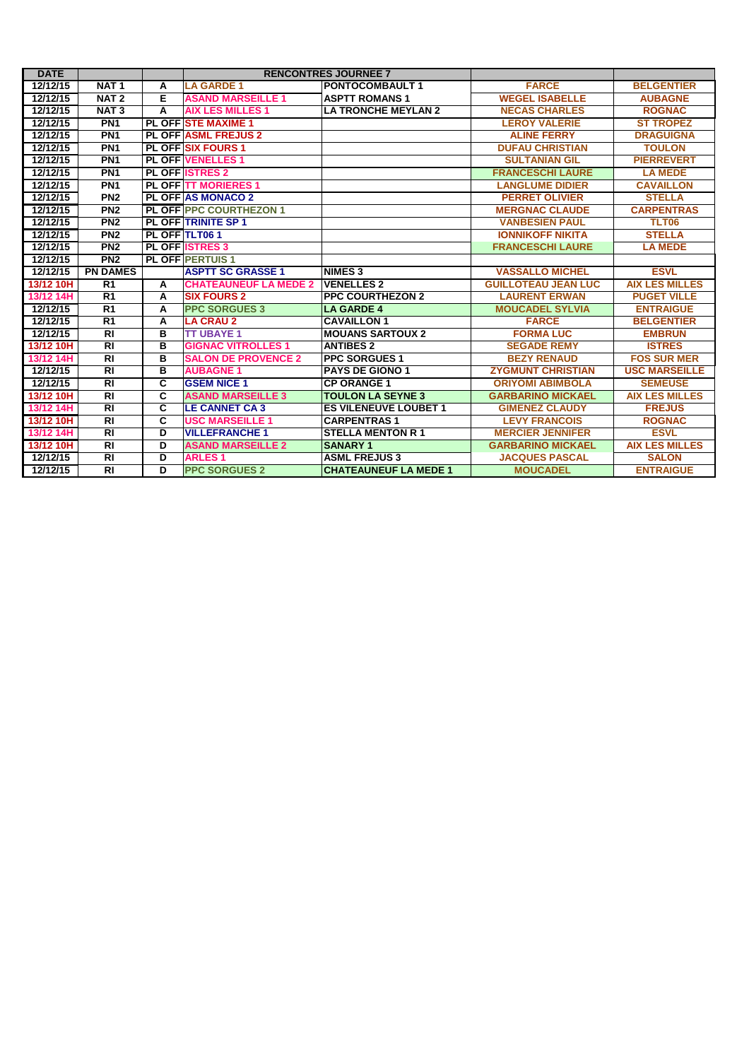| DATE | | | RENCONTRES JOURNEE 7 | | | |
|---|---|---|---|---|---|---|
| 12/12/15 | NAT 1 | A | LA GARDE 1 | PONTOCOMBAULT 1 | FARCE | BELGENTIER |
| 12/12/15 | NAT 2 | E | ASAND MARSEILLE 1 | ASPTT ROMANS 1 | WEGEL ISABELLE | AUBAGNE |
| 12/12/15 | NAT 3 | A | AIX LES MILLES 1 | LA TRONCHE MEYLAN 2 | NECAS CHARLES | ROGNAC |
| 12/12/15 | PN1 | PL OFF | STE MAXIME 1 | | LEROY VALERIE | ST TROPEZ |
| 12/12/15 | PN1 | PL OFF | ASML FREJUS 2 | | ALINE FERRY | DRAGUIGNA |
| 12/12/15 | PN1 | PL OFF | SIX FOURS 1 | | DUFAU CHRISTIAN | TOULON |
| 12/12/15 | PN1 | PL OFF | VENELLES 1 | | SULTANIAN GIL | PIERREVERT |
| 12/12/15 | PN1 | PL OFF | ISTRES 2 | | FRANCESCHI LAURE | LA MEDE |
| 12/12/15 | PN1 | PL OFF | TT MORIERES 1 | | LANGLUME DIDIER | CAVAILLON |
| 12/12/15 | PN2 | PL OFF | AS MONACO 2 | | PERRET OLIVIER | STELLA |
| 12/12/15 | PN2 | PL OFF | PPC COURTHEZON 1 | | MERGNAC CLAUDE | CARPENTRAS |
| 12/12/15 | PN2 | PL OFF | TRINITE SP 1 | | VANBESIEN PAUL | TLT06 |
| 12/12/15 | PN2 | PL OFF | TLT06 1 | | IONNIKOFF NIKITA | STELLA |
| 12/12/15 | PN2 | PL OFF | ISTRES 3 | | FRANCESCHI LAURE | LA MEDE |
| 12/12/15 | PN2 | PL OFF | PERTUIS 1 | | | |
| 12/12/15 | PN DAMES | | ASPTT SC GRASSE 1 | NIMES 3 | VASSALLO MICHEL | ESVL |
| 13/12 10H | R1 | A | CHATEAUNEUF LA MEDE 2 | VENELLES 2 | GUILLOTEAU JEAN LUC | AIX LES MILLES |
| 13/12 14H | R1 | A | SIX FOURS 2 | PPC COURTHEZON 2 | LAURENT ERWAN | PUGET VILLE |
| 12/12/15 | R1 | A | PPC SORGUES 3 | LA GARDE 4 | MOUCADEL SYLVIA | ENTRAIGUE |
| 12/12/15 | R1 | A | LA CRAU 2 | CAVAILLON 1 | FARCE | BELGENTIER |
| 12/12/15 | RI | B | TT UBAYE 1 | MOUANS SARTOUX 2 | FORMA LUC | EMBRUN |
| 13/12 10H | RI | B | GIGNAC VITROLLES 1 | ANTIBES 2 | SEGADE REMY | ISTRES |
| 13/12 14H | RI | B | SALON DE PROVENCE 2 | PPC SORGUES 1 | BEZY RENAUD | FOS SUR MER |
| 12/12/15 | RI | B | AUBAGNE 1 | PAYS DE GIONO 1 | ZYGMUNT CHRISTIAN | USC MARSEILLE |
| 12/12/15 | RI | C | GSEM NICE 1 | CP ORANGE 1 | ORIYOMI ABIMBOLA | SEMEUSE |
| 13/12 10H | RI | C | ASAND MARSEILLE 3 | TOULON LA SEYNE 3 | GARBARINO MICKAEL | AIX LES MILLES |
| 13/12 14H | RI | C | LE CANNET CA 3 | ES VILENEUVE LOUBET 1 | GIMENEZ CLAUDY | FREJUS |
| 13/12 10H | RI | C | USC MARSEILLE 1 | CARPENTRAS 1 | LEVY FRANCOIS | ROGNAC |
| 13/12 14H | RI | D | VILLEFRANCHE 1 | STELLA MENTON R 1 | MERCIER JENNIFER | ESVL |
| 13/12 10H | RI | D | ASAND MARSEILLE 2 | SANARY 1 | GARBARINO MICKAEL | AIX LES MILLES |
| 12/12/15 | RI | D | ARLES 1 | ASML FREJUS 3 | JACQUES PASCAL | SALON |
| 12/12/15 | RI | D | PPC SORGUES 2 | CHATEAUNEUF LA MEDE 1 | MOUCADEL | ENTRAIGUE |